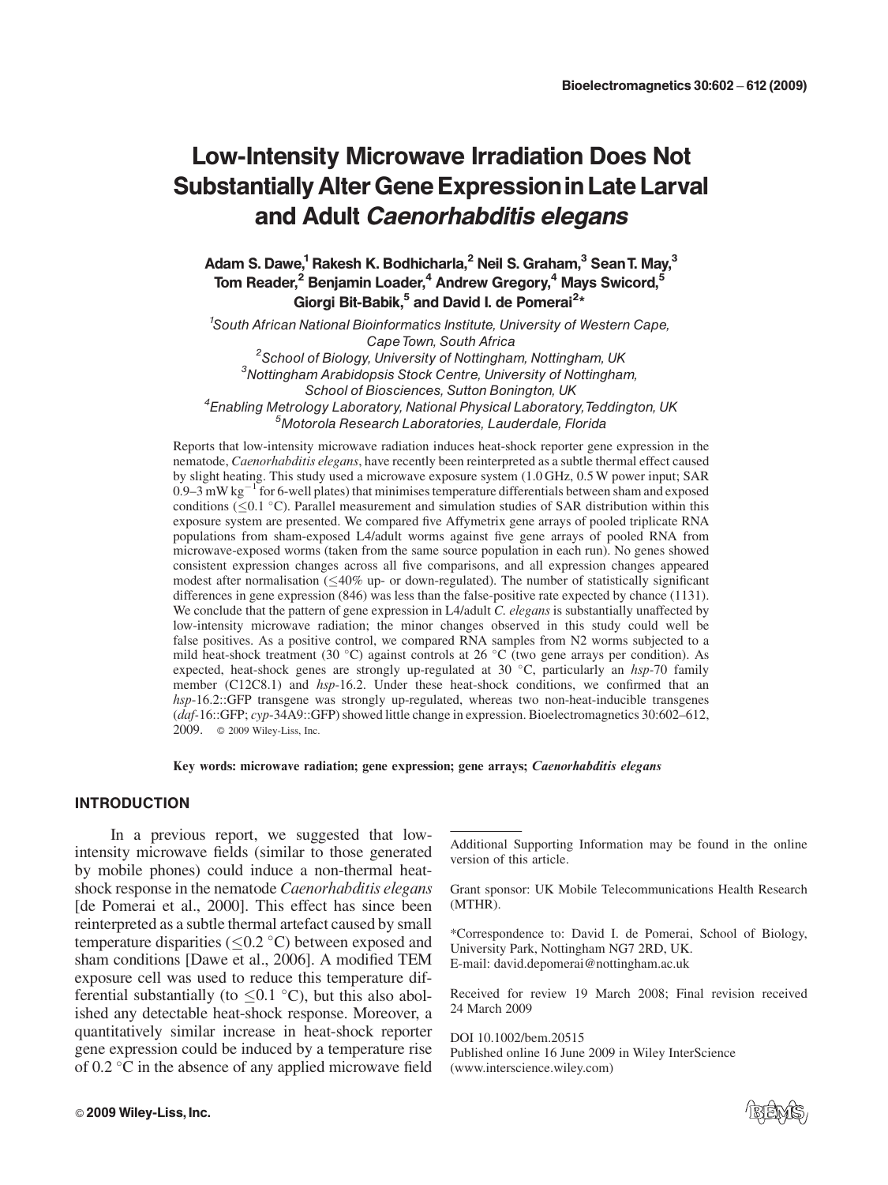# Low-Intensity Microwave Irradiation Does Not Substantially Alter Gene Expression in Late Larval and Adult *Caenorhabditis elegans*

**Adam S. Dawe,[1] Rakesh K. Bodhicharla,[2] Neil S. Graham,[3] Sean T. May,[3] Tom Reader,[2] Benjamin Loader,[4] Andrew Gregory,[4] Mays Swicord,[5] Giorgi Bit-Babik,[5] and David I. de Pomerai[2]***

[1]*South African National Bioinformatics Institute, University of Western Cape, Cape Town, South Africa*
[2]*School of Biology, University of Nottingham, Nottingham, UK*
[3]*Nottingham Arabidopsis Stock Centre, University of Nottingham, School of Biosciences, Sutton Bonington, UK*
[4]*Enabling Metrology Laboratory, National Physical Laboratory, Teddington, UK*
[5]*Motorola Research Laboratories, Lauderdale, Florida*

Reports that low-intensity microwave radiation induces heat-shock reporter gene expression in the nematode, *Caenorhabditis elegans*, have recently been reinterpreted as a subtle thermal effect caused by slight heating. This study used a microwave exposure system (1.0 GHz, 0.5 W power input; SAR 0.9–3 mW $kg^{-1}$ for 6-well plates) that minimises temperature differentials between sham and exposed conditions ($\leq$0.1 °C). Parallel measurement and simulation studies of SAR distribution within this exposure system are presented. We compared five Affymetrix gene arrays of pooled triplicate RNA populations from sham-exposed L4/adult worms against five gene arrays of pooled RNA from microwave-exposed worms (taken from the same source population in each run). No genes showed consistent expression changes across all five comparisons, and all expression changes appeared modest after normalisation ($\leq$40% up- or down-regulated). The number of statistically significant differences in gene expression (846) was less than the false-positive rate expected by chance (1131). We conclude that the pattern of gene expression in L4/adult *C. elegans* is substantially unaffected by low-intensity microwave radiation; the minor changes observed in this study could well be false positives. As a positive control, we compared RNA samples from N2 worms subjected to a mild heat-shock treatment (30 °C) against controls at 26 °C (two gene arrays per condition). As expected, heat-shock genes are strongly up-regulated at 30 °C, particularly an *hsp*-70 family member (C12C8.1) and *hsp*-16.2. Under these heat-shock conditions, we confirmed that an *hsp*-16.2::GFP transgene was strongly up-regulated, whereas two non-heat-inducible transgenes (*daf*-16::GFP; *cyp*-34A9::GFP) showed little change in expression. Bioelectromagnetics 30:602–612, 2009. © 2009 Wiley-Liss, Inc.

**Key words: microwave radiation; gene expression; gene arrays; *Caenorhabditis elegans***

## INTRODUCTION

In a previous report, we suggested that low-intensity microwave fields (similar to those generated by mobile phones) could induce a non-thermal heat-shock response in the nematode *Caenorhabditis elegans* [de Pomerai et al., 2000]. This effect has since been reinterpreted as a subtle thermal artefact caused by small temperature disparities ($\leq$0.2 °C) between exposed and sham conditions [Dawe et al., 2006]. A modified TEM exposure cell was used to reduce this temperature differential substantially (to $\leq$0.1 °C), but this also abolished any detectable heat-shock response. Moreover, a quantitatively similar increase in heat-shock reporter gene expression could be induced by a temperature rise of 0.2 °C in the absence of any applied microwave field

---

Additional Supporting Information may be found in the online version of this article.

Grant sponsor: UK Mobile Telecommunications Health Research (MTHR).

*Correspondence to: David I. de Pomerai, School of Biology, University Park, Nottingham NG7 2RD, UK. E-mail: david.depomerai@nottingham.ac.uk

Received for review 19 March 2008; Final revision received 24 March 2009

DOI 10.1002/bem.20515
Published online 16 June 2009 in Wiley InterScience (www.interscience.wiley.com)

© 2009 Wiley-Liss, Inc.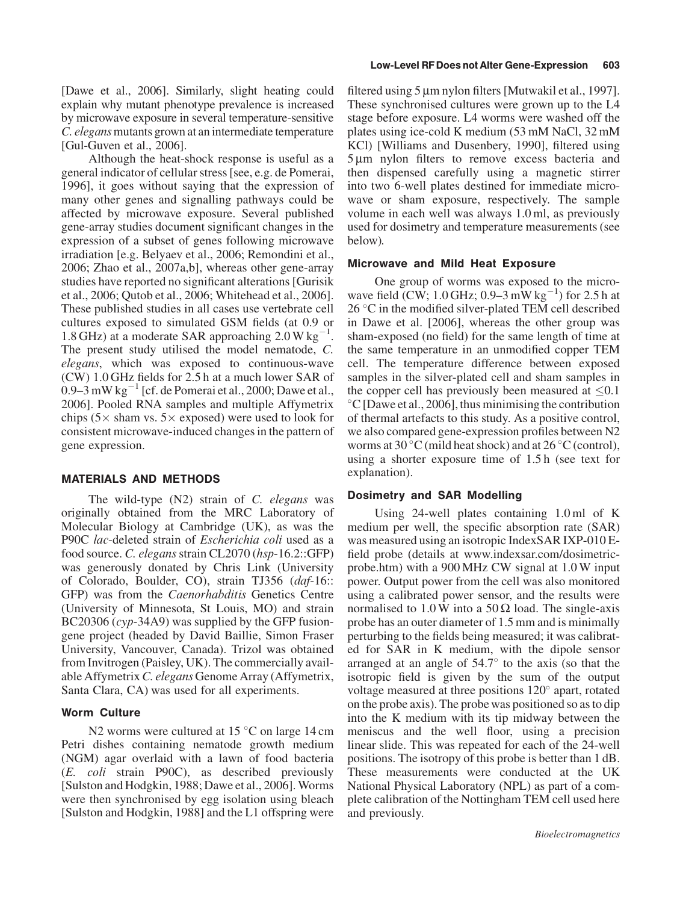[Dawe et al., 2006]. Similarly, slight heating could explain why mutant phenotype prevalence is increased by microwave exposure in several temperature-sensitive *C. elegans* mutants grown at an intermediate temperature [Gul-Guven et al., 2006].

Although the heat-shock response is useful as a general indicator of cellular stress [see, e.g. de Pomerai, 1996], it goes without saying that the expression of many other genes and signalling pathways could be affected by microwave exposure. Several published gene-array studies document significant changes in the expression of a subset of genes following microwave irradiation [e.g. Belyaev et al., 2006; Remondini et al., 2006; Zhao et al., 2007a,b], whereas other gene-array studies have reported no significant alterations [Gurisik et al., 2006; Qutob et al., 2006; Whitehead et al., 2006]. These published studies in all cases use vertebrate cell cultures exposed to simulated GSM fields (at 0.9 or 1.8 GHz) at a moderate SAR approaching 2.0 W $kg^{-1}$. The present study utilised the model nematode, *C. elegans*, which was exposed to continuous-wave (CW) 1.0 GHz fields for 2.5 h at a much lower SAR of 0.9–3 mW $kg^{-1}$ [cf. de Pomerai et al., 2000; Dawe et al., 2006]. Pooled RNA samples and multiple Affymetrix chips (5× sham vs. 5× exposed) were used to look for consistent microwave-induced changes in the pattern of gene expression.

## MATERIALS AND METHODS

The wild-type (N2) strain of *C. elegans* was originally obtained from the MRC Laboratory of Molecular Biology at Cambridge (UK), as was the P90C *lac*-deleted strain of *Escherichia coli* used as a food source. *C. elegans* strain CL2070 (*hsp*-16.2::GFP) was generously donated by Chris Link (University of Colorado, Boulder, CO), strain TJ356 (*daf*-16::GFP) was from the *Caenorhabditis* Genetics Centre (University of Minnesota, St Louis, MO) and strain BC20306 (*cyp*-34A9) was supplied by the GFP fusion-gene project (headed by David Baillie, Simon Fraser University, Vancouver, Canada). Trizol was obtained from Invitrogen (Paisley, UK). The commercially available Affymetrix *C. elegans* Genome Array (Affymetrix, Santa Clara, CA) was used for all experiments.

### Worm Culture

N2 worms were cultured at 15 °C on large 14 cm Petri dishes containing nematode growth medium (NGM) agar overlaid with a lawn of food bacteria (*E. coli* strain P90C), as described previously [Sulston and Hodgkin, 1988; Dawe et al., 2006]. Worms were then synchronised by egg isolation using bleach [Sulston and Hodgkin, 1988] and the L1 offspring were filtered using 5 μm nylon filters [Mutwakil et al., 1997]. These synchronised cultures were grown up to the L4 stage before exposure. L4 worms were washed off the plates using ice-cold K medium (53 mM NaCl, 32 mM KCl) [Williams and Dusenbery, 1990], filtered using 5 μm nylon filters to remove excess bacteria and then dispensed carefully using a magnetic stirrer into two 6-well plates destined for immediate microwave or sham exposure, respectively. The sample volume in each well was always 1.0 ml, as previously used for dosimetry and temperature measurements (see below).

### Microwave and Mild Heat Exposure

One group of worms was exposed to the microwave field (CW; 1.0 GHz; 0.9–3 mW $kg^{-1}$) for 2.5 h at 26 °C in the modified silver-plated TEM cell described in Dawe et al. [2006], whereas the other group was sham-exposed (no field) for the same length of time at the same temperature in an unmodified copper TEM cell. The temperature difference between exposed samples in the silver-plated cell and sham samples in the copper cell has previously been measured at ≤0.1 °C [Dawe et al., 2006], thus minimising the contribution of thermal artefacts to this study. As a positive control, we also compared gene-expression profiles between N2 worms at 30 °C (mild heat shock) and at 26 °C (control), using a shorter exposure time of 1.5 h (see text for explanation).

### Dosimetry and SAR Modelling

Using 24-well plates containing 1.0 ml of K medium per well, the specific absorption rate (SAR) was measured using an isotropic IndexSAR IXP-010 E-field probe (details at www.indexsar.com/dosimetric-probe.htm) with a 900 MHz CW signal at 1.0 W input power. Output power from the cell was also monitored using a calibrated power sensor, and the results were normalised to 1.0 W into a 50 Ω load. The single-axis probe has an outer diameter of 1.5 mm and is minimally perturbing to the fields being measured; it was calibrated for SAR in K medium, with the dipole sensor arranged at an angle of 54.7° to the axis (so that the isotropic field is given by the sum of the output voltage measured at three positions 120° apart, rotated on the probe axis). The probe was positioned so as to dip into the K medium with its tip midway between the meniscus and the well floor, using a precision linear slide. This was repeated for each of the 24-well positions. The isotropy of this probe is better than 1 dB. These measurements were conducted at the UK National Physical Laboratory (NPL) as part of a complete calibration of the Nottingham TEM cell used here and previously.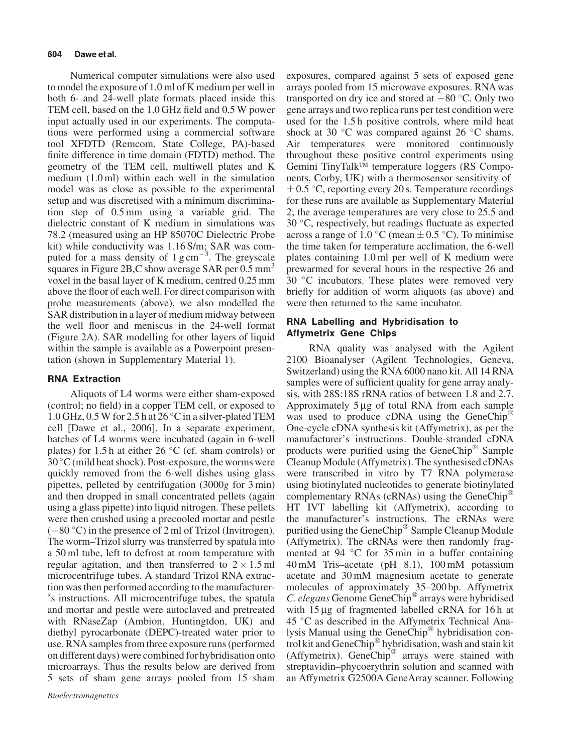Numerical computer simulations were also used to model the exposure of 1.0 ml of K medium per well in both 6- and 24-well plate formats placed inside this TEM cell, based on the 1.0 GHz field and 0.5 W power input actually used in our experiments. The computations were performed using a commercial software tool XFDTD (Remcom, State College, PA)-based finite difference in time domain (FDTD) method. The geometry of the TEM cell, multiwell plates and K medium (1.0 ml) within each well in the simulation model was as close as possible to the experimental setup and was discretised with a minimum discrimination step of 0.5 mm using a variable grid. The dielectric constant of K medium in simulations was 78.2 (measured using an HP 85070C Dielectric Probe kit) while conductivity was 1.16 S/m; SAR was computed for a mass density of $1\ \text{g cm}^{-3}$. The greyscale squares in Figure 2B,C show average SAR per $0.5\ \text{mm}^3$ voxel in the basal layer of K medium, centred 0.25 mm above the floor of each well. For direct comparison with probe measurements (above), we also modelled the SAR distribution in a layer of medium midway between the well floor and meniscus in the 24-well format (Figure 2A). SAR modelling for other layers of liquid within the sample is available as a Powerpoint presentation (shown in Supplementary Material 1).

### RNA Extraction

Aliquots of L4 worms were either sham-exposed (control; no field) in a copper TEM cell, or exposed to 1.0 GHz, 0.5 W for 2.5 h at 26 °C in a silver-plated TEM cell [Dawe et al., 2006]. In a separate experiment, batches of L4 worms were incubated (again in 6-well plates) for 1.5 h at either 26 °C (cf. sham controls) or 30 °C (mild heat shock). Post-exposure, the worms were quickly removed from the 6-well dishes using glass pipettes, pelleted by centrifugation (3000*g* for 3 min) and then dropped in small concentrated pellets (again using a glass pipette) into liquid nitrogen. These pellets were then crushed using a precooled mortar and pestle (−80 °C) in the presence of 2 ml of Trizol (Invitrogen). The worm–Trizol slurry was transferred by spatula into a 50 ml tube, left to defrost at room temperature with regular agitation, and then transferred to 2 × 1.5 ml microcentrifuge tubes. A standard Trizol RNA extraction was then performed according to the manufacturer's instructions. All microcentrifuge tubes, the spatula and mortar and pestle were autoclaved and pretreated with RNaseZap (Ambion, Huntingtdon, UK) and diethyl pyrocarbonate (DEPC)-treated water prior to use. RNA samples from three exposure runs (performed on different days) were combined for hybridisation onto microarrays. Thus the results below are derived from 5 sets of sham gene arrays pooled from 15 sham exposures, compared against 5 sets of exposed gene arrays pooled from 15 microwave exposures. RNA was transported on dry ice and stored at −80 °C. Only two gene arrays and two replica runs per test condition were used for the 1.5 h positive controls, where mild heat shock at 30 °C was compared against 26 °C shams. Air temperatures were monitored continuously throughout these positive control experiments using Gemini TinyTalk™ temperature loggers (RS Components, Corby, UK) with a thermosensor sensitivity of ± 0.5 °C, reporting every 20 s. Temperature recordings for these runs are available as Supplementary Material 2; the average temperatures are very close to 25.5 and 30 °C, respectively, but readings fluctuate as expected across a range of 1.0 °C (mean ± 0.5 °C). To minimise the time taken for temperature acclimation, the 6-well plates containing 1.0 ml per well of K medium were prewarmed for several hours in the respective 26 and 30 °C incubators. These plates were removed very briefly for addition of worm aliquots (as above) and were then returned to the same incubator.

### RNA Labelling and Hybridisation to Affymetrix Gene Chips

RNA quality was analysed with the Agilent 2100 Bioanalyser (Agilent Technologies, Geneva, Switzerland) using the RNA 6000 nano kit. All 14 RNA samples were of sufficient quality for gene array analysis, with 28S:18S rRNA ratios of between 1.8 and 2.7. Approximately 5 µg of total RNA from each sample was used to produce cDNA using the GeneChip® One-cycle cDNA synthesis kit (Affymetrix), as per the manufacturer's instructions. Double-stranded cDNA products were purified using the GeneChip® Sample Cleanup Module (Affymetrix). The synthesised cDNAs were transcribed in vitro by T7 RNA polymerase using biotinylated nucleotides to generate biotinylated complementary RNAs (cRNAs) using the GeneChip® HT IVT labelling kit (Affymetrix), according to the manufacturer's instructions. The cRNAs were purified using the GeneChip® Sample Cleanup Module (Affymetrix). The cRNAs were then randomly fragmented at 94 °C for 35 min in a buffer containing 40 mM Tris–acetate (pH 8.1), 100 mM potassium acetate and 30 mM magnesium acetate to generate molecules of approximately 35–200 bp. Affymetrix *C. elegans* Genome GeneChip® arrays were hybridised with 15 µg of fragmented labelled cRNA for 16 h at 45 °C as described in the Affymetrix Technical Analysis Manual using the GeneChip® hybridisation control kit and GeneChip® hybridisation, wash and stain kit (Affymetrix). GeneChip® arrays were stained with streptavidin–phycoerythrin solution and scanned with an Affymetrix G2500A GeneArray scanner. Following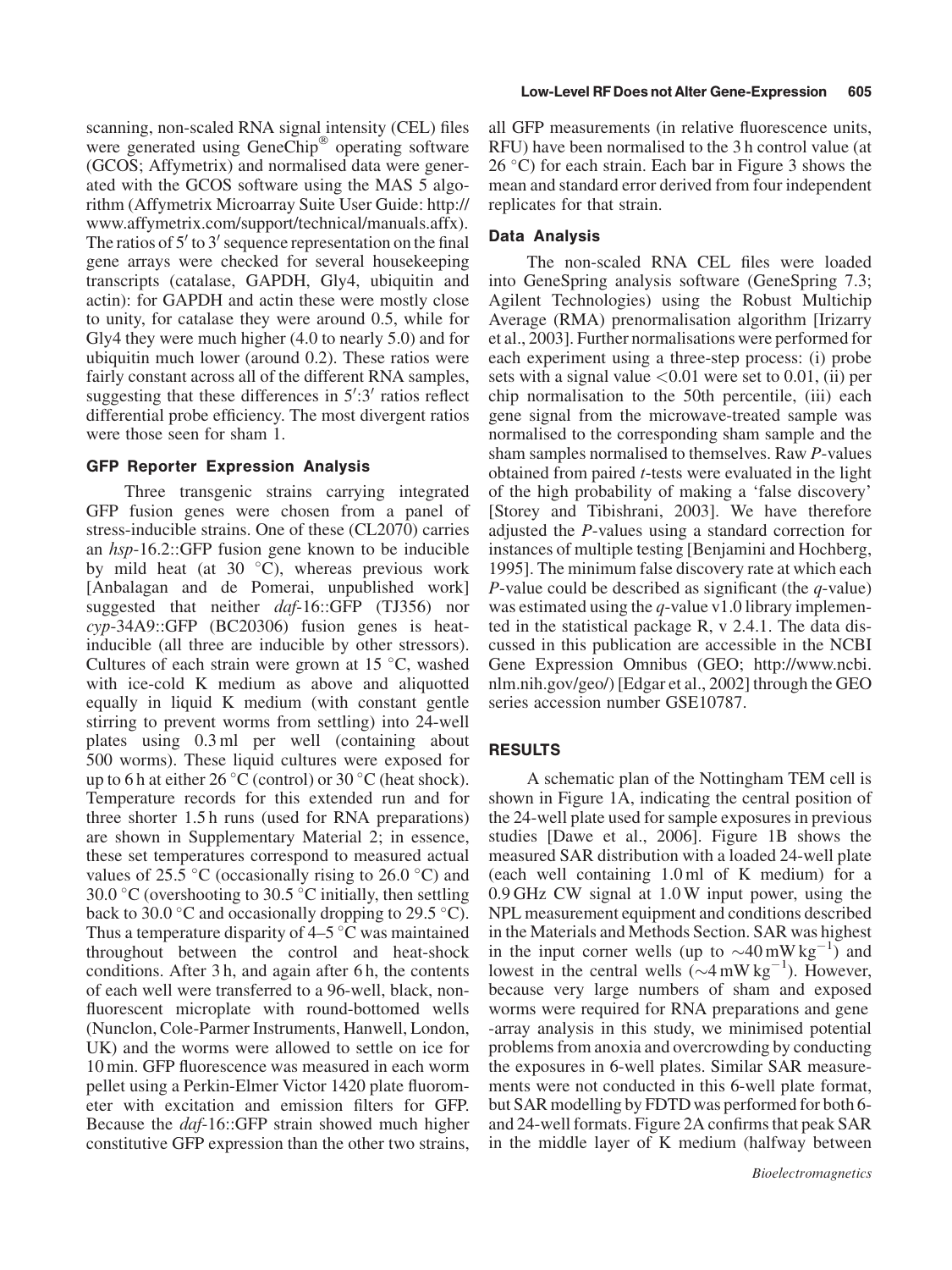scanning, non-scaled RNA signal intensity (CEL) files were generated using GeneChip® operating software (GCOS; Affymetrix) and normalised data were generated with the GCOS software using the MAS 5 algorithm (Affymetrix Microarray Suite User Guide: http://www.affymetrix.com/support/technical/manuals.affx). The ratios of 5′ to 3′ sequence representation on the final gene arrays were checked for several housekeeping transcripts (catalase, GAPDH, Gly4, ubiquitin and actin): for GAPDH and actin these were mostly close to unity, for catalase they were around 0.5, while for Gly4 they were much higher (4.0 to nearly 5.0) and for ubiquitin much lower (around 0.2). These ratios were fairly constant across all of the different RNA samples, suggesting that these differences in 5′:3′ ratios reflect differential probe efficiency. The most divergent ratios were those seen for sham 1.

### GFP Reporter Expression Analysis

Three transgenic strains carrying integrated GFP fusion genes were chosen from a panel of stress-inducible strains. One of these (CL2070) carries an *hsp*-16.2::GFP fusion gene known to be inducible by mild heat (at 30 °C), whereas previous work [Anbalagan and de Pomerai, unpublished work] suggested that neither *daf*-16::GFP (TJ356) nor *cyp*-34A9::GFP (BC20306) fusion genes is heat-inducible (all three are inducible by other stressors). Cultures of each strain were grown at 15 °C, washed with ice-cold K medium as above and aliquotted equally in liquid K medium (with constant gentle stirring to prevent worms from settling) into 24-well plates using 0.3 ml per well (containing about 500 worms). These liquid cultures were exposed for up to 6 h at either 26 °C (control) or 30 °C (heat shock). Temperature records for this extended run and for three shorter 1.5 h runs (used for RNA preparations) are shown in Supplementary Material 2; in essence, these set temperatures correspond to measured actual values of 25.5 °C (occasionally rising to 26.0 °C) and 30.0 °C (overshooting to 30.5 °C initially, then settling back to 30.0 °C and occasionally dropping to 29.5 °C). Thus a temperature disparity of 4–5 °C was maintained throughout between the control and heat-shock conditions. After 3 h, and again after 6 h, the contents of each well were transferred to a 96-well, black, non-fluorescent microplate with round-bottomed wells (Nunclon, Cole-Parmer Instruments, Hanwell, London, UK) and the worms were allowed to settle on ice for 10 min. GFP fluorescence was measured in each worm pellet using a Perkin-Elmer Victor 1420 plate fluorometer with excitation and emission filters for GFP. Because the *daf*-16::GFP strain showed much higher constitutive GFP expression than the other two strains, all GFP measurements (in relative fluorescence units, RFU) have been normalised to the 3 h control value (at 26 °C) for each strain. Each bar in Figure 3 shows the mean and standard error derived from four independent replicates for that strain.

### Data Analysis

The non-scaled RNA CEL files were loaded into GeneSpring analysis software (GeneSpring 7.3; Agilent Technologies) using the Robust Multichip Average (RMA) prenormalisation algorithm [Irizarry et al., 2003]. Further normalisations were performed for each experiment using a three-step process: (i) probe sets with a signal value <0.01 were set to 0.01, (ii) per chip normalisation to the 50th percentile, (iii) each gene signal from the microwave-treated sample was normalised to the corresponding sham sample and the sham samples normalised to themselves. Raw *P*-values obtained from paired *t*-tests were evaluated in the light of the high probability of making a 'false discovery' [Storey and Tibishrani, 2003]. We have therefore adjusted the *P*-values using a standard correction for instances of multiple testing [Benjamini and Hochberg, 1995]. The minimum false discovery rate at which each *P*-value could be described as significant (the *q*-value) was estimated using the *q*-value v1.0 library implemented in the statistical package R, v 2.4.1. The data discussed in this publication are accessible in the NCBI Gene Expression Omnibus (GEO; http://www.ncbi.nlm.nih.gov/geo/) [Edgar et al., 2002] through the GEO series accession number GSE10787.

## RESULTS

A schematic plan of the Nottingham TEM cell is shown in Figure 1A, indicating the central position of the 24-well plate used for sample exposures in previous studies [Dawe et al., 2006]. Figure 1B shows the measured SAR distribution with a loaded 24-well plate (each well containing 1.0 ml of K medium) for a 0.9 GHz CW signal at 1.0 W input power, using the NPL measurement equipment and conditions described in the Materials and Methods Section. SAR was highest in the input corner wells (up to ~40 mW kg$^{-1}$) and lowest in the central wells (~4 mW kg$^{-1}$). However, because very large numbers of sham and exposed worms were required for RNA preparations and gene-array analysis in this study, we minimised potential problems from anoxia and overcrowding by conducting the exposures in 6-well plates. Similar SAR measurements were not conducted in this 6-well plate format, but SAR modelling by FDTD was performed for both 6- and 24-well formats. Figure 2A confirms that peak SAR in the middle layer of K medium (halfway between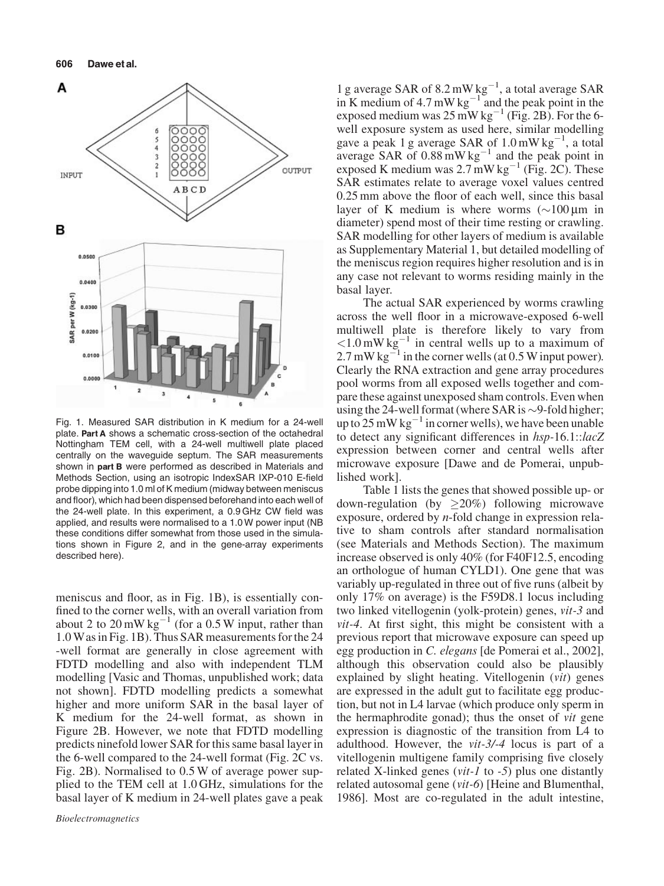Fig. 1. Measured SAR distribution in K medium for a 24-well plate. **Part A** shows a schematic cross-section of the octahedral Nottingham TEM cell, with a 24-well multiwell plate placed centrally on the waveguide septum. The SAR measurements shown in **part B** were performed as described in Materials and Methods Section, using an isotropic IndexSAR IXP-010 E-field probe dipping into 1.0 ml of K medium (midway between meniscus and floor), which had been dispensed beforehand into each well of the 24-well plate. In this experiment, a 0.9 GHz CW field was applied, and results were normalised to a 1.0 W power input (NB these conditions differ somewhat from those used in the simulations shown in Figure 2, and in the gene-array experiments described here).

meniscus and floor, as in Fig. 1B), is essentially confined to the corner wells, with an overall variation from about 2 to 20 mW kg$^{-1}$ (for a 0.5 W input, rather than 1.0 W as in Fig. 1B). Thus SAR measurements for the 24-well format are generally in close agreement with FDTD modelling and also with independent TLM modelling [Vasic and Thomas, unpublished work; data not shown]. FDTD modelling predicts a somewhat higher and more uniform SAR in the basal layer of K medium for the 24-well format, as shown in Figure 2B. However, we note that FDTD modelling predicts ninefold lower SAR for this same basal layer in the 6-well compared to the 24-well format (Fig. 2C vs. Fig. 2B). Normalised to 0.5 W of average power supplied to the TEM cell at 1.0 GHz, simulations for the basal layer of K medium in 24-well plates gave a peak 1 g average SAR of 8.2 mW kg$^{-1}$, a total average SAR in K medium of 4.7 mW kg$^{-1}$ and the peak point in the exposed medium was 25 mW kg$^{-1}$ (Fig. 2B). For the 6-well exposure system as used here, similar modelling gave a peak 1 g average SAR of 1.0 mW kg$^{-1}$, a total average SAR of 0.88 mW kg$^{-1}$ and the peak point in exposed K medium was 2.7 mW kg$^{-1}$ (Fig. 2C). These SAR estimates relate to average voxel values centred 0.25 mm above the floor of each well, since this basal layer of K medium is where worms (~100 μm in diameter) spend most of their time resting or crawling. SAR modelling for other layers of medium is available as Supplementary Material 1, but detailed modelling of the meniscus region requires higher resolution and is in any case not relevant to worms residing mainly in the basal layer.

The actual SAR experienced by worms crawling across the well floor in a microwave-exposed 6-well multiwell plate is therefore likely to vary from <1.0 mW kg$^{-1}$ in central wells up to a maximum of 2.7 mW kg$^{-1}$ in the corner wells (at 0.5 W input power). Clearly the RNA extraction and gene array procedures pool worms from all exposed wells together and compare these against unexposed sham controls. Even when using the 24-well format (where SAR is ~9-fold higher; up to 25 mW kg$^{-1}$ in corner wells), we have been unable to detect any significant differences in *hsp*-16.1::*lacZ* expression between corner and central wells after microwave exposure [Dawe and de Pomerai, unpublished work].

Table 1 lists the genes that showed possible up- or down-regulation (by ≥20%) following microwave exposure, ordered by *n*-fold change in expression relative to sham controls after standard normalisation (see Materials and Methods Section). The maximum increase observed is only 40% (for F40F12.5, encoding an orthologue of human CYLD1). One gene that was variably up-regulated in three out of five runs (albeit by only 17% on average) is the F59D8.1 locus including two linked vitellogenin (yolk-protein) genes, *vit-3* and *vit-4*. At first sight, this might be consistent with a previous report that microwave exposure can speed up egg production in *C. elegans* [de Pomerai et al., 2002], although this observation could also be plausibly explained by slight heating. Vitellogenin (*vit*) genes are expressed in the adult gut to facilitate egg production, but not in L4 larvae (which produce only sperm in the hermaphrodite gonad); thus the onset of *vit* gene expression is diagnostic of the transition from L4 to adulthood. However, the *vit-3/-4* locus is part of a vitellogenin multigene family comprising five closely related X-linked genes (*vit-1* to *-5*) plus one distantly related autosomal gene (*vit-6*) [Heine and Blumenthal, 1986]. Most are co-regulated in the adult intestine,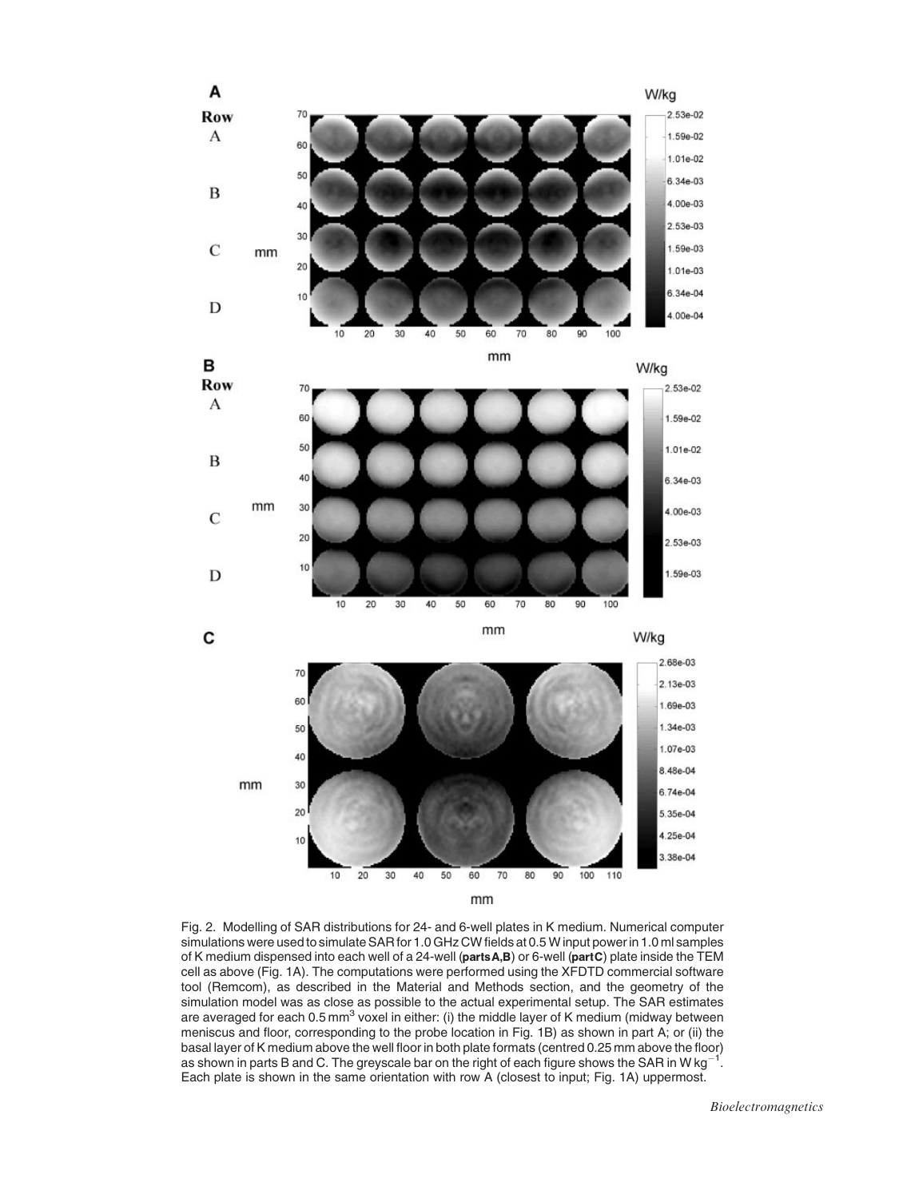Fig. 2. Modelling of SAR distributions for 24- and 6-well plates in K medium. Numerical computer simulations were used to simulate SAR for 1.0 GHz CW fields at 0.5 W input power in 1.0 ml samples of K medium dispensed into each well of a 24-well (**parts A,B**) or 6-well (**part C**) plate inside the TEM cell as above (Fig. 1A). The computations were performed using the XFDTD commercial software tool (Remcom), as described in the Material and Methods section, and the geometry of the simulation model was as close as possible to the actual experimental setup. The SAR estimates are averaged for each 0.5 $mm^3$ voxel in either: (i) the middle layer of K medium (midway between meniscus and floor, corresponding to the probe location in Fig. 1B) as shown in part A; or (ii) the basal layer of K medium above the well floor in both plate formats (centred 0.25 mm above the floor) as shown in parts B and C. The greyscale bar on the right of each figure shows the SAR in W $kg^{-1}$. Each plate is shown in the same orientation with row A (closest to input; Fig. 1A) uppermost.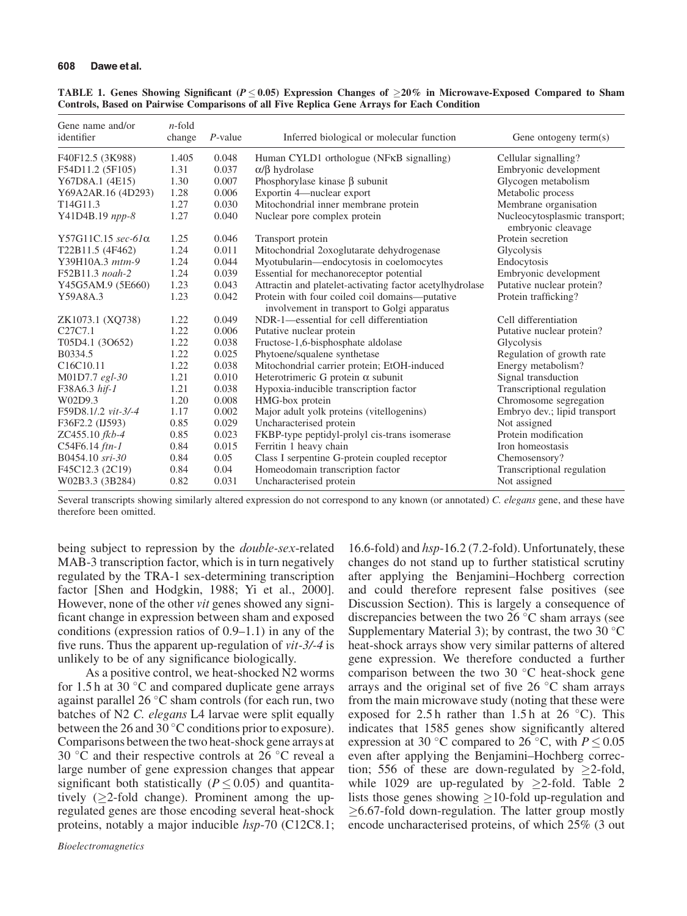**TABLE 1. Genes Showing Significant ($P \leq 0.05$) Expression Changes of $\geq$20% in Microwave-Exposed Compared to Sham Controls, Based on Pairwise Comparisons of all Five Replica Gene Arrays for Each Condition**

| Gene name and/or identifier | *n*-fold change | *P*-value | Inferred biological or molecular function | Gene ontogeny term(s) |
|---|---|---|---|---|
| F40F12.5 (3K988) | 1.405 | 0.048 | Human CYLD1 orthologue (NFκB signalling) | Cellular signalling? |
| F54D11.2 (5F105) | 1.31 | 0.037 | α/β hydrolase | Embryonic development |
| Y67D8A.1 (4E15) | 1.30 | 0.007 | Phosphorylase kinase β subunit | Glycogen metabolism |
| Y69A2AR.16 (4D293) | 1.28 | 0.006 | Exportin 4—nuclear export | Metabolic process |
| T14G11.3 | 1.27 | 0.030 | Mitochondrial inner membrane protein | Membrane organisation |
| Y41D4B.19 *npp-8* | 1.27 | 0.040 | Nuclear pore complex protein | Nucleocytoplasmic transport; embryonic cleavage |
| Y57G11C.15 *sec-61α* | 1.25 | 0.046 | Transport protein | Protein secretion |
| T22B11.5 (4F462) | 1.24 | 0.011 | Mitochondrial 2oxoglutarate dehydrogenase | Glycolysis |
| Y39H10A.3 *mtm-9* | 1.24 | 0.044 | Myotubularin—endocytosis in coelomocytes | Endocytosis |
| F52B11.3 *noah-2* | 1.24 | 0.039 | Essential for mechanoreceptor potential | Embryonic development |
| Y45G5AM.9 (5E660) | 1.23 | 0.043 | Attractin and platelet-activating factor acetylhydrolase | Putative nuclear protein? |
| Y59A8A.3 | 1.23 | 0.042 | Protein with four coiled coil domains—putative involvement in transport to Golgi apparatus | Protein trafficking? |
| ZK1073.1 (XQ738) | 1.22 | 0.049 | NDR-1—essential for cell differentiation | Cell differentiation |
| C27C7.1 | 1.22 | 0.006 | Putative nuclear protein | Putative nuclear protein? |
| T05D4.1 (3O652) | 1.22 | 0.038 | Fructose-1,6-bisphosphate aldolase | Glycolysis |
| B0334.5 | 1.22 | 0.025 | Phytoene/squalene synthetase | Regulation of growth rate |
| C16C10.11 | 1.22 | 0.038 | Mitochondrial carrier protein; EtOH-induced | Energy metabolism? |
| M01D7.7 *egl-30* | 1.21 | 0.010 | Heterotrimeric G protein α subunit | Signal transduction |
| F38A6.3 *hif-1* | 1.21 | 0.038 | Hypoxia-inducible transcription factor | Transcriptional regulation |
| W02D9.3 | 1.20 | 0.008 | HMG-box protein | Chromosome segregation |
| F59D8.1/.2 *vit-3/-4* | 1.17 | 0.002 | Major adult yolk proteins (vitellogenins) | Embryo dev.; lipid transport |
| F36F2.2 (IJ593) | 0.85 | 0.029 | Uncharacterised protein | Not assigned |
| ZC455.10 *fkb-4* | 0.85 | 0.023 | FKBP-type peptidyl-prolyl cis-trans isomerase | Protein modification |
| C54F6.14 *ftn-1* | 0.84 | 0.015 | Ferritin 1 heavy chain | Iron homeostasis |
| B0454.10 *sri-30* | 0.84 | 0.05 | Class I serpentine G-protein coupled receptor | Chemosensory? |
| F45C12.3 (2C19) | 0.84 | 0.04 | Homeodomain transcription factor | Transcriptional regulation |
| W02B3.3 (3B284) | 0.82 | 0.031 | Uncharacterised protein | Not assigned |

Several transcripts showing similarly altered expression do not correspond to any known (or annotated) *C. elegans* gene, and these have therefore been omitted.

being subject to repression by the *double-sex*-related MAB-3 transcription factor, which is in turn negatively regulated by the TRA-1 sex-determining transcription factor [Shen and Hodgkin, 1988; Yi et al., 2000]. However, none of the other *vit* genes showed any significant change in expression between sham and exposed conditions (expression ratios of 0.9–1.1) in any of the five runs. Thus the apparent up-regulation of *vit-3/-4* is unlikely to be of any significance biologically.

As a positive control, we heat-shocked N2 worms for 1.5 h at 30 °C and compared duplicate gene arrays against parallel 26 °C sham controls (for each run, two batches of N2 *C. elegans* L4 larvae were split equally between the 26 and 30 °C conditions prior to exposure). Comparisons between the two heat-shock gene arrays at 30 °C and their respective controls at 26 °C reveal a large number of gene expression changes that appear significant both statistically ($P \leq 0.05$) and quantitatively ($\geq$2-fold change). Prominent among the up-regulated genes are those encoding several heat-shock proteins, notably a major inducible *hsp*-70 (C12C8.1; 16.6-fold) and *hsp*-16.2 (7.2-fold). Unfortunately, these changes do not stand up to further statistical scrutiny after applying the Benjamini–Hochberg correction and could therefore represent false positives (see Discussion Section). This is largely a consequence of discrepancies between the two 26 °C sham arrays (see Supplementary Material 3); by contrast, the two 30 °C heat-shock arrays show very similar patterns of altered gene expression. We therefore conducted a further comparison between the two 30 °C heat-shock gene arrays and the original set of five 26 °C sham arrays from the main microwave study (noting that these were exposed for 2.5 h rather than 1.5 h at 26 °C). This indicates that 1585 genes show significantly altered expression at 30 °C compared to 26 °C, with $P \leq 0.05$ even after applying the Benjamini–Hochberg correction; 556 of these are down-regulated by $\geq$2-fold, while 1029 are up-regulated by $\geq$2-fold. Table 2 lists those genes showing $\geq$10-fold up-regulation and $\geq$6.67-fold down-regulation. The latter group mostly encode uncharacterised proteins, of which 25% (3 out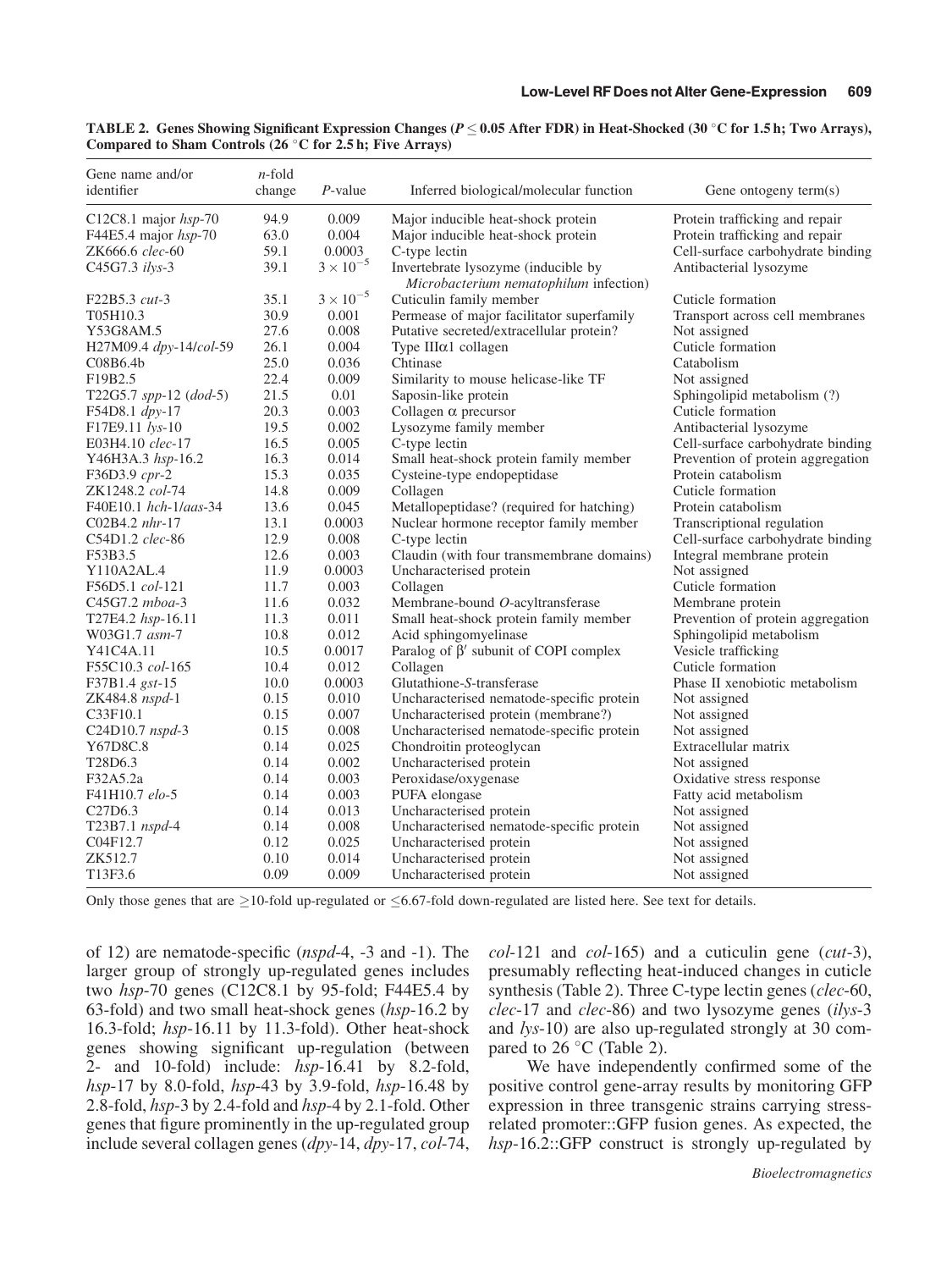**TABLE 2. Genes Showing Significant Expression Changes ($P \leq 0.05$ After FDR) in Heat-Shocked (30 °C for 1.5 h; Two Arrays), Compared to Sham Controls (26 °C for 2.5 h; Five Arrays)**

| Gene name and/or identifier | *n*-fold change | *P*-value | Inferred biological/molecular function | Gene ontogeny term(s) |
|---|---|---|---|---|
| C12C8.1 major *hsp*-70 | 94.9 | 0.009 | Major inducible heat-shock protein | Protein trafficking and repair |
| F44E5.4 major *hsp*-70 | 63.0 | 0.004 | Major inducible heat-shock protein | Protein trafficking and repair |
| ZK666.6 *clec*-60 | 59.1 | 0.0003 | C-type lectin | Cell-surface carbohydrate binding |
| C45G7.3 *ilys*-3 | 39.1 | $3 \times 10^{-5}$ | Invertebrate lysozyme (inducible by *Microbacterium nematophilum* infection) | Antibacterial lysozyme |
| F22B5.3 *cut*-3 | 35.1 | $3 \times 10^{-5}$ | Cuticulin family member | Cuticle formation |
| T05H10.3 | 30.9 | 0.001 | Permease of major facilitator superfamily | Transport across cell membranes |
| Y53G8AM.5 | 27.6 | 0.008 | Putative secreted/extracellular protein? | Not assigned |
| H27M09.4 *dpy*-14/*col*-59 | 26.1 | 0.004 | Type IIIα1 collagen | Cuticle formation |
| C08B6.4b | 25.0 | 0.036 | Chtinase | Catabolism |
| F19B2.5 | 22.4 | 0.009 | Similarity to mouse helicase-like TF | Not assigned |
| T22G5.7 *spp*-12 (*dod*-5) | 21.5 | 0.01 | Saposin-like protein | Sphingolipid metabolism (?) |
| F54D8.1 *dpy*-17 | 20.3 | 0.003 | Collagen α precursor | Cuticle formation |
| F17E9.11 *lys*-10 | 19.5 | 0.002 | Lysozyme family member | Antibacterial lysozyme |
| E03H4.10 *clec*-17 | 16.5 | 0.005 | C-type lectin | Cell-surface carbohydrate binding |
| Y46H3A.3 *hsp*-16.2 | 16.3 | 0.014 | Small heat-shock protein family member | Prevention of protein aggregation |
| F36D3.9 *cpr*-2 | 15.3 | 0.035 | Cysteine-type endopeptidase | Protein catabolism |
| ZK1248.2 *col*-74 | 14.8 | 0.009 | Collagen | Cuticle formation |
| F40E10.1 *hch*-1/*aas*-34 | 13.6 | 0.045 | Metallopeptidase? (required for hatching) | Protein catabolism |
| C02B4.2 *nhr*-17 | 13.1 | 0.0003 | Nuclear hormone receptor family member | Transcriptional regulation |
| C54D1.2 *clec*-86 | 12.9 | 0.008 | C-type lectin | Cell-surface carbohydrate binding |
| F53B3.5 | 12.6 | 0.003 | Claudin (with four transmembrane domains) | Integral membrane protein |
| Y110A2AL.4 | 11.9 | 0.0003 | Uncharacterised protein | Not assigned |
| F56D5.1 *col*-121 | 11.7 | 0.003 | Collagen | Cuticle formation |
| C45G7.2 *mboa*-3 | 11.6 | 0.032 | Membrane-bound *O*-acyltransferase | Membrane protein |
| T27E4.2 *hsp*-16.11 | 11.3 | 0.011 | Small heat-shock protein family member | Prevention of protein aggregation |
| W03G1.7 *asm*-7 | 10.8 | 0.012 | Acid sphingomyelinase | Sphingolipid metabolism |
| Y41C4A.11 | 10.5 | 0.0017 | Paralog of β′ subunit of COPI complex | Vesicle trafficking |
| F55C10.3 *col*-165 | 10.4 | 0.012 | Collagen | Cuticle formation |
| F37B1.4 *gst*-15 | 10.0 | 0.0003 | Glutathione-*S*-transferase | Phase II xenobiotic metabolism |
| ZK484.8 *nspd*-1 | 0.15 | 0.010 | Uncharacterised nematode-specific protein | Not assigned |
| C33F10.1 | 0.15 | 0.007 | Uncharacterised protein (membrane?) | Not assigned |
| C24D10.7 *nspd*-3 | 0.15 | 0.008 | Uncharacterised nematode-specific protein | Not assigned |
| Y67D8C.8 | 0.14 | 0.025 | Chondroitin proteoglycan | Extracellular matrix |
| T28D6.3 | 0.14 | 0.002 | Uncharacterised protein | Not assigned |
| F32A5.2a | 0.14 | 0.003 | Peroxidase/oxygenase | Oxidative stress response |
| F41H10.7 *elo*-5 | 0.14 | 0.003 | PUFA elongase | Fatty acid metabolism |
| C27D6.3 | 0.14 | 0.013 | Uncharacterised protein | Not assigned |
| T23B7.1 *nspd*-4 | 0.14 | 0.008 | Uncharacterised nematode-specific protein | Not assigned |
| C04F12.7 | 0.12 | 0.025 | Uncharacterised protein | Not assigned |
| ZK512.7 | 0.10 | 0.014 | Uncharacterised protein | Not assigned |
| T13F3.6 | 0.09 | 0.009 | Uncharacterised protein | Not assigned |

Only those genes that are ≥10-fold up-regulated or ≤6.67-fold down-regulated are listed here. See text for details.

of 12) are nematode-specific (*nspd*-4, -3 and -1). The larger group of strongly up-regulated genes includes two *hsp*-70 genes (C12C8.1 by 95-fold; F44E5.4 by 63-fold) and two small heat-shock genes (*hsp*-16.2 by 16.3-fold; *hsp*-16.11 by 11.3-fold). Other heat-shock genes showing significant up-regulation (between 2- and 10-fold) include: *hsp*-16.41 by 8.2-fold, *hsp*-17 by 8.0-fold, *hsp*-43 by 3.9-fold, *hsp*-16.48 by 2.8-fold, *hsp*-3 by 2.4-fold and *hsp*-4 by 2.1-fold. Other genes that figure prominently in the up-regulated group include several collagen genes (*dpy*-14, *dpy*-17, *col*-74, *col*-121 and *col*-165) and a cuticulin gene (*cut*-3), presumably reflecting heat-induced changes in cuticle synthesis (Table 2). Three C-type lectin genes (*clec*-60, *clec*-17 and *clec*-86) and two lysozyme genes (*ilys*-3 and *lys*-10) are also up-regulated strongly at 30 compared to 26 °C (Table 2).

We have independently confirmed some of the positive control gene-array results by monitoring GFP expression in three transgenic strains carrying stress-related promoter::GFP fusion genes. As expected, the *hsp*-16.2::GFP construct is strongly up-regulated by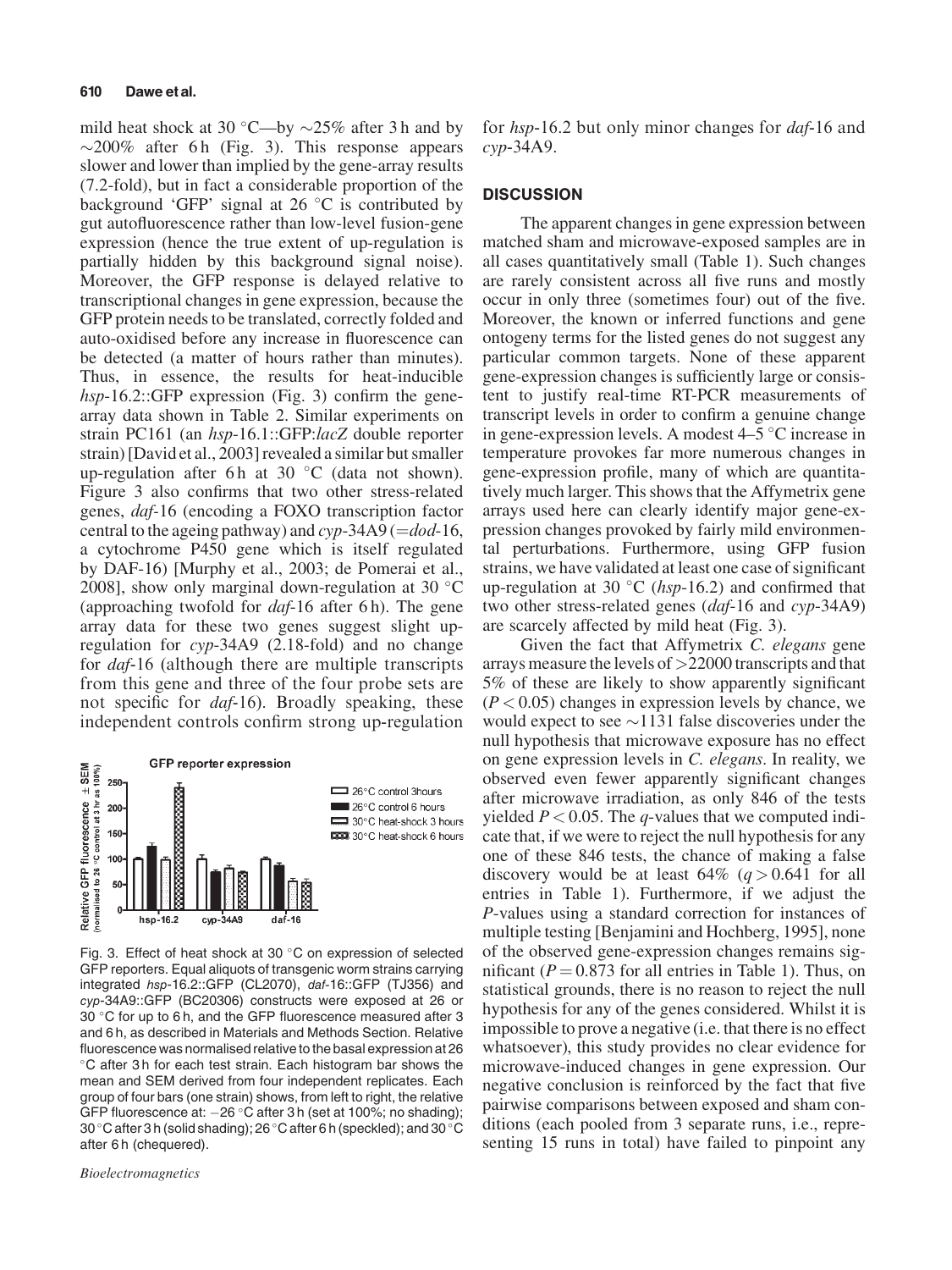mild heat shock at 30 °C—by ~25% after 3 h and by ~200% after 6 h (Fig. 3). This response appears slower and lower than implied by the gene-array results (7.2-fold), but in fact a considerable proportion of the background 'GFP' signal at 26 °C is contributed by gut autofluorescence rather than low-level fusion-gene expression (hence the true extent of up-regulation is partially hidden by this background signal noise). Moreover, the GFP response is delayed relative to transcriptional changes in gene expression, because the GFP protein needs to be translated, correctly folded and auto-oxidised before any increase in fluorescence can be detected (a matter of hours rather than minutes). Thus, in essence, the results for heat-inducible *hsp*-16.2::GFP expression (Fig. 3) confirm the gene-array data shown in Table 2. Similar experiments on strain PC161 (an *hsp*-16.1::GFP:*lacZ* double reporter strain) [David et al., 2003] revealed a similar but smaller up-regulation after 6 h at 30 °C (data not shown). Figure 3 also confirms that two other stress-related genes, *daf*-16 (encoding a FOXO transcription factor central to the ageing pathway) and *cyp*-34A9 (=*dod*-16, a cytochrome P450 gene which is itself regulated by DAF-16) [Murphy et al., 2003; de Pomerai et al., 2008], show only marginal down-regulation at 30 °C (approaching twofold for *daf*-16 after 6 h). The gene array data for these two genes suggest slight up-regulation for *cyp*-34A9 (2.18-fold) and no change for *daf*-16 (although there are multiple transcripts from this gene and three of the four probe sets are not specific for *daf*-16). Broadly speaking, these independent controls confirm strong up-regulation for *hsp*-16.2 but only minor changes for *daf*-16 and *cyp*-34A9.

Fig. 3. Effect of heat shock at 30 °C on expression of selected GFP reporters. Equal aliquots of transgenic worm strains carrying integrated *hsp*-16.2::GFP (CL2070), *daf*-16::GFP (TJ356) and *cyp*-34A9::GFP (BC20306) constructs were exposed at 26 or 30 °C for up to 6 h, and the GFP fluorescence measured after 3 and 6 h, as described in Materials and Methods Section. Relative fluorescence was normalised relative to the basal expression at 26 °C after 3 h for each test strain. Each histogram bar shows the mean and SEM derived from four independent replicates. Each group of four bars (one strain) shows, from left to right, the relative GFP fluorescence at: −26 °C after 3 h (set at 100%; no shading); 30 °C after 3 h (solid shading); 26 °C after 6 h (speckled); and 30 °C after 6 h (chequered).

## DISCUSSION

The apparent changes in gene expression between matched sham and microwave-exposed samples are in all cases quantitatively small (Table 1). Such changes are rarely consistent across all five runs and mostly occur in only three (sometimes four) out of the five. Moreover, the known or inferred functions and gene ontogeny terms for the listed genes do not suggest any particular common targets. None of these apparent gene-expression changes is sufficiently large or consistent to justify real-time RT-PCR measurements of transcript levels in order to confirm a genuine change in gene-expression levels. A modest 4–5 °C increase in temperature provokes far more numerous changes in gene-expression profile, many of which are quantitatively much larger. This shows that the Affymetrix gene arrays used here can clearly identify major gene-expression changes provoked by fairly mild environmental perturbations. Furthermore, using GFP fusion strains, we have validated at least one case of significant up-regulation at 30 °C (*hsp*-16.2) and confirmed that two other stress-related genes (*daf*-16 and *cyp*-34A9) are scarcely affected by mild heat (Fig. 3).

Given the fact that Affymetrix *C. elegans* gene arrays measure the levels of >22000 transcripts and that 5% of these are likely to show apparently significant ($P < 0.05$) changes in expression levels by chance, we would expect to see ~1131 false discoveries under the null hypothesis that microwave exposure has no effect on gene expression levels in *C. elegans*. In reality, we observed even fewer apparently significant changes after microwave irradiation, as only 846 of the tests yielded $P < 0.05$. The *q*-values that we computed indicate that, if we were to reject the null hypothesis for any one of these 846 tests, the chance of making a false discovery would be at least 64% ($q > 0.641$ for all entries in Table 1). Furthermore, if we adjust the *P*-values using a standard correction for instances of multiple testing [Benjamini and Hochberg, 1995], none of the observed gene-expression changes remains significant ($P = 0.873$ for all entries in Table 1). Thus, on statistical grounds, there is no reason to reject the null hypothesis for any of the genes considered. Whilst it is impossible to prove a negative (i.e. that there is no effect whatsoever), this study provides no clear evidence for microwave-induced changes in gene expression. Our negative conclusion is reinforced by the fact that five pairwise comparisons between exposed and sham conditions (each pooled from 3 separate runs, i.e., representing 15 runs in total) have failed to pinpoint any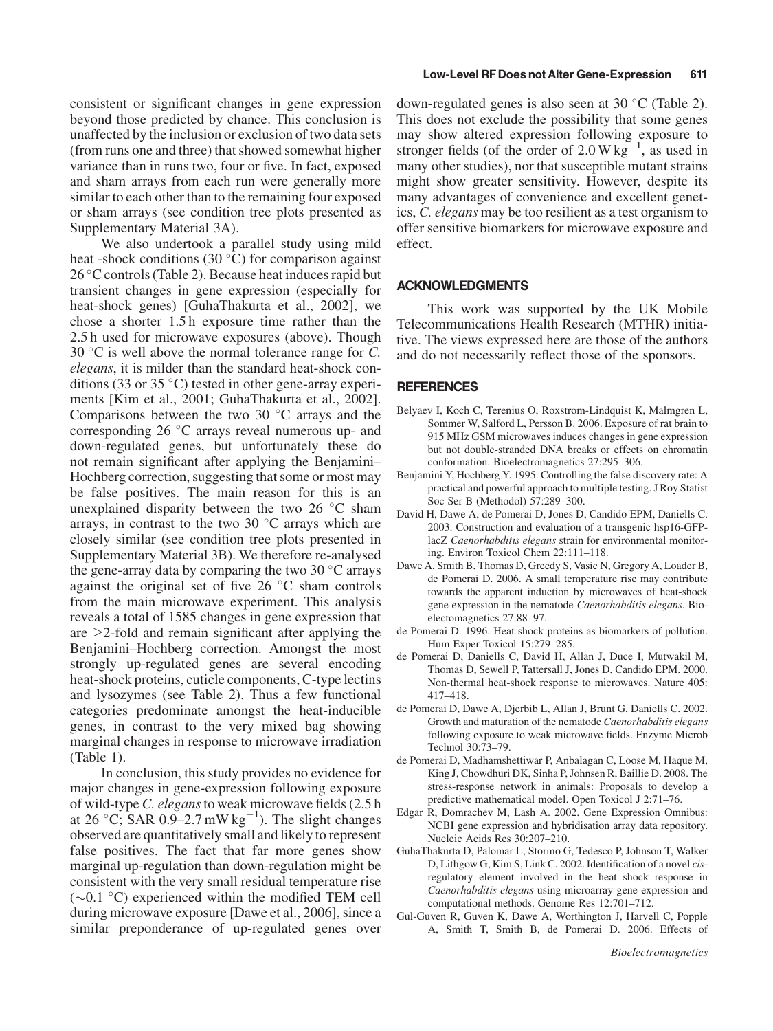consistent or significant changes in gene expression beyond those predicted by chance. This conclusion is unaffected by the inclusion or exclusion of two data sets (from runs one and three) that showed somewhat higher variance than in runs two, four or five. In fact, exposed and sham arrays from each run were generally more similar to each other than to the remaining four exposed or sham arrays (see condition tree plots presented as Supplementary Material 3A).

We also undertook a parallel study using mild heat -shock conditions (30 °C) for comparison against 26 °C controls (Table 2). Because heat induces rapid but transient changes in gene expression (especially for heat-shock genes) [GuhaThakurta et al., 2002], we chose a shorter 1.5 h exposure time rather than the 2.5 h used for microwave exposures (above). Though 30 °C is well above the normal tolerance range for *C. elegans*, it is milder than the standard heat-shock conditions (33 or 35 °C) tested in other gene-array experiments [Kim et al., 2001; GuhaThakurta et al., 2002]. Comparisons between the two 30 °C arrays and the corresponding 26 °C arrays reveal numerous up- and down-regulated genes, but unfortunately these do not remain significant after applying the Benjamini–Hochberg correction, suggesting that some or most may be false positives. The main reason for this is an unexplained disparity between the two 26 °C sham arrays, in contrast to the two 30 °C arrays which are closely similar (see condition tree plots presented in Supplementary Material 3B). We therefore re-analysed the gene-array data by comparing the two 30 °C arrays against the original set of five 26 °C sham controls from the main microwave experiment. This analysis reveals a total of 1585 changes in gene expression that are $\geq$2-fold and remain significant after applying the Benjamini–Hochberg correction. Amongst the most strongly up-regulated genes are several encoding heat-shock proteins, cuticle components, C-type lectins and lysozymes (see Table 2). Thus a few functional categories predominate amongst the heat-inducible genes, in contrast to the very mixed bag showing marginal changes in response to microwave irradiation (Table 1).

In conclusion, this study provides no evidence for major changes in gene-expression following exposure of wild-type *C. elegans* to weak microwave fields (2.5 h at 26 °C; SAR 0.9–2.7 mW $kg^{-1}$). The slight changes observed are quantitatively small and likely to represent false positives. The fact that far more genes show marginal up-regulation than down-regulation might be consistent with the very small residual temperature rise ($\sim$0.1 °C) experienced within the modified TEM cell during microwave exposure [Dawe et al., 2006], since a similar preponderance of up-regulated genes over down-regulated genes is also seen at 30 °C (Table 2). This does not exclude the possibility that some genes may show altered expression following exposure to stronger fields (of the order of 2.0 W $kg^{-1}$, as used in many other studies), nor that susceptible mutant strains might show greater sensitivity. However, despite its many advantages of convenience and excellent genetics, *C. elegans* may be too resilient as a test organism to offer sensitive biomarkers for microwave exposure and effect.

## ACKNOWLEDGMENTS

This work was supported by the UK Mobile Telecommunications Health Research (MTHR) initiative. The views expressed here are those of the authors and do not necessarily reflect those of the sponsors.

## REFERENCES

Belyaev I, Koch C, Terenius O, Roxstrom-Lindquist K, Malmgren L, Sommer W, Salford L, Persson B. 2006. Exposure of rat brain to 915 MHz GSM microwaves induces changes in gene expression but not double-stranded DNA breaks or effects on chromatin conformation. Bioelectromagnetics 27:295–306.

Benjamini Y, Hochberg Y. 1995. Controlling the false discovery rate: A practical and powerful approach to multiple testing. J Roy Statist Soc Ser B (Methodol) 57:289–300.

David H, Dawe A, de Pomerai D, Jones D, Candido EPM, Daniells C. 2003. Construction and evaluation of a transgenic hsp16-GFP-lacZ *Caenorhabditis elegans* strain for environmental monitoring. Environ Toxicol Chem 22:111–118.

Dawe A, Smith B, Thomas D, Greedy S, Vasic N, Gregory A, Loader B, de Pomerai D. 2006. A small temperature rise may contribute towards the apparent induction by microwaves of heat-shock gene expression in the nematode *Caenorhabditis elegans*. Bioelectromagnetics 27:88–97.

de Pomerai D. 1996. Heat shock proteins as biomarkers of pollution. Hum Exper Toxicol 15:279–285.

de Pomerai D, Daniells C, David H, Allan J, Duce I, Mutwakil M, Thomas D, Sewell P, Tattersall J, Jones D, Candido EPM. 2000. Non-thermal heat-shock response to microwaves. Nature 405: 417–418.

de Pomerai D, Dawe A, Djerbib L, Allan J, Brunt G, Daniells C. 2002. Growth and maturation of the nematode *Caenorhabditis elegans* following exposure to weak microwave fields. Enzyme Microb Technol 30:73–79.

de Pomerai D, Madhamshettiwar P, Anbalagan C, Loose M, Haque M, King J, Chowdhuri DK, Sinha P, Johnsen R, Baillie D. 2008. The stress-response network in animals: Proposals to develop a predictive mathematical model. Open Toxicol J 2:71–76.

Edgar R, Domrachev M, Lash A. 2002. Gene Expression Omnibus: NCBI gene expression and hybridisation array data repository. Nucleic Acids Res 30:207–210.

GuhaThakurta D, Palomar L, Stormo G, Tedesco P, Johnson T, Walker D, Lithgow G, Kim S, Link C. 2002. Identification of a novel *cis*-regulatory element involved in the heat shock response in *Caenorhabditis elegans* using microarray gene expression and computational methods. Genome Res 12:701–712.

Gul-Guven R, Guven K, Dawe A, Worthington J, Harvell C, Popple A, Smith T, Smith B, de Pomerai D. 2006. Effects of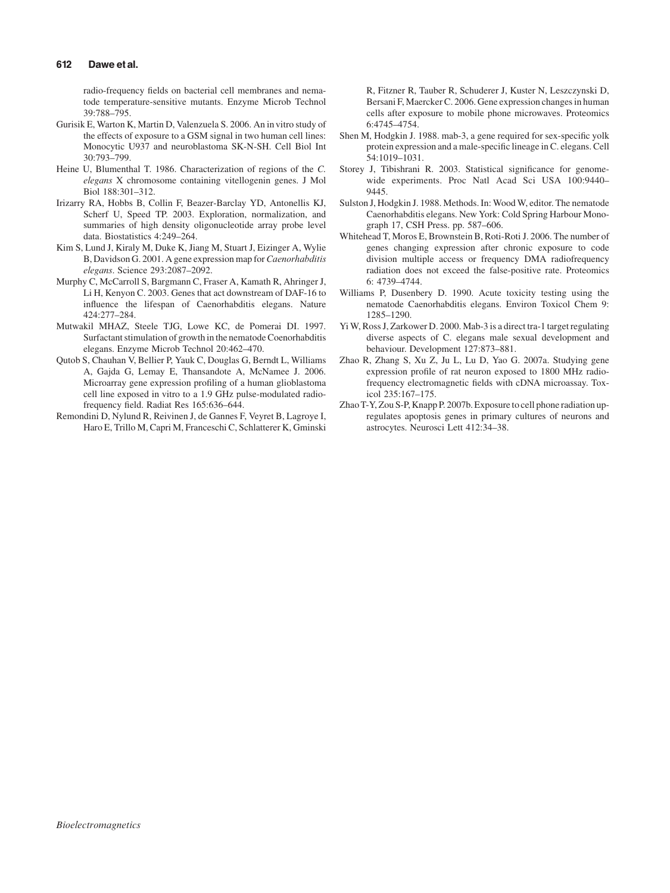radio-frequency fields on bacterial cell membranes and nematode temperature-sensitive mutants. Enzyme Microb Technol 39:788–795.

Gurisik E, Warton K, Martin D, Valenzuela S. 2006. An in vitro study of the effects of exposure to a GSM signal in two human cell lines: Monocytic U937 and neuroblastoma SK-N-SH. Cell Biol Int 30:793–799.

Heine U, Blumenthal T. 1986. Characterization of regions of the *C. elegans* X chromosome containing vitellogenin genes. J Mol Biol 188:301–312.

Irizarry RA, Hobbs B, Collin F, Beazer-Barclay YD, Antonellis KJ, Scherf U, Speed TP. 2003. Exploration, normalization, and summaries of high density oligonucleotide array probe level data. Biostatistics 4:249–264.

Kim S, Lund J, Kiraly M, Duke K, Jiang M, Stuart J, Eizinger A, Wylie B, Davidson G. 2001. A gene expression map for *Caenorhabditis elegans*. Science 293:2087–2092.

Murphy C, McCarroll S, Bargmann C, Fraser A, Kamath R, Ahringer J, Li H, Kenyon C. 2003. Genes that act downstream of DAF-16 to influence the lifespan of Caenorhabditis elegans. Nature 424:277–284.

Mutwakil MHAZ, Steele TJG, Lowe KC, de Pomerai DI. 1997. Surfactant stimulation of growth in the nematode Coenorhabditis elegans. Enzyme Microb Technol 20:462–470.

Qutob S, Chauhan V, Bellier P, Yauk C, Douglas G, Berndt L, Williams A, Gajda G, Lemay E, Thansandote A, McNamee J. 2006. Microarray gene expression profiling of a human glioblastoma cell line exposed in vitro to a 1.9 GHz pulse-modulated radio-frequency field. Radiat Res 165:636–644.

Remondini D, Nylund R, Reivinen J, de Gannes F, Veyret B, Lagroye I, Haro E, Trillo M, Capri M, Franceschi C, Schlatterer K, Gminski R, Fitzner R, Tauber R, Schuderer J, Kuster N, Leszczynski D, Bersani F, Maercker C. 2006. Gene expression changes in human cells after exposure to mobile phone microwaves. Proteomics 6:4745–4754.

Shen M, Hodgkin J. 1988. mab-3, a gene required for sex-specific yolk protein expression and a male-specific lineage in C. elegans. Cell 54:1019–1031.

Storey J, Tibishrani R. 2003. Statistical significance for genome-wide experiments. Proc Natl Acad Sci USA 100:9440–9445.

Sulston J, Hodgkin J. 1988. Methods. In: Wood W, editor. The nematode Caenorhabditis elegans. New York: Cold Spring Harbour Monograph 17, CSH Press. pp. 587–606.

Whitehead T, Moros E, Brownstein B, Roti-Roti J. 2006. The number of genes changing expression after chronic exposure to code division multiple access or frequency DMA radiofrequency radiation does not exceed the false-positive rate. Proteomics 6: 4739–4744.

Williams P, Dusenbery D. 1990. Acute toxicity testing using the nematode Caenorhabditis elegans. Environ Toxicol Chem 9: 1285–1290.

Yi W, Ross J, Zarkower D. 2000. Mab-3 is a direct tra-1 target regulating diverse aspects of C. elegans male sexual development and behaviour. Development 127:873–881.

Zhao R, Zhang S, Xu Z, Ju L, Lu D, Yao G. 2007a. Studying gene expression profile of rat neuron exposed to 1800 MHz radio-frequency electromagnetic fields with cDNA microassay. Toxicol 235:167–175.

Zhao T-Y, Zou S-P, Knapp P. 2007b. Exposure to cell phone radiation up-regulates apoptosis genes in primary cultures of neurons and astrocytes. Neurosci Lett 412:34–38.